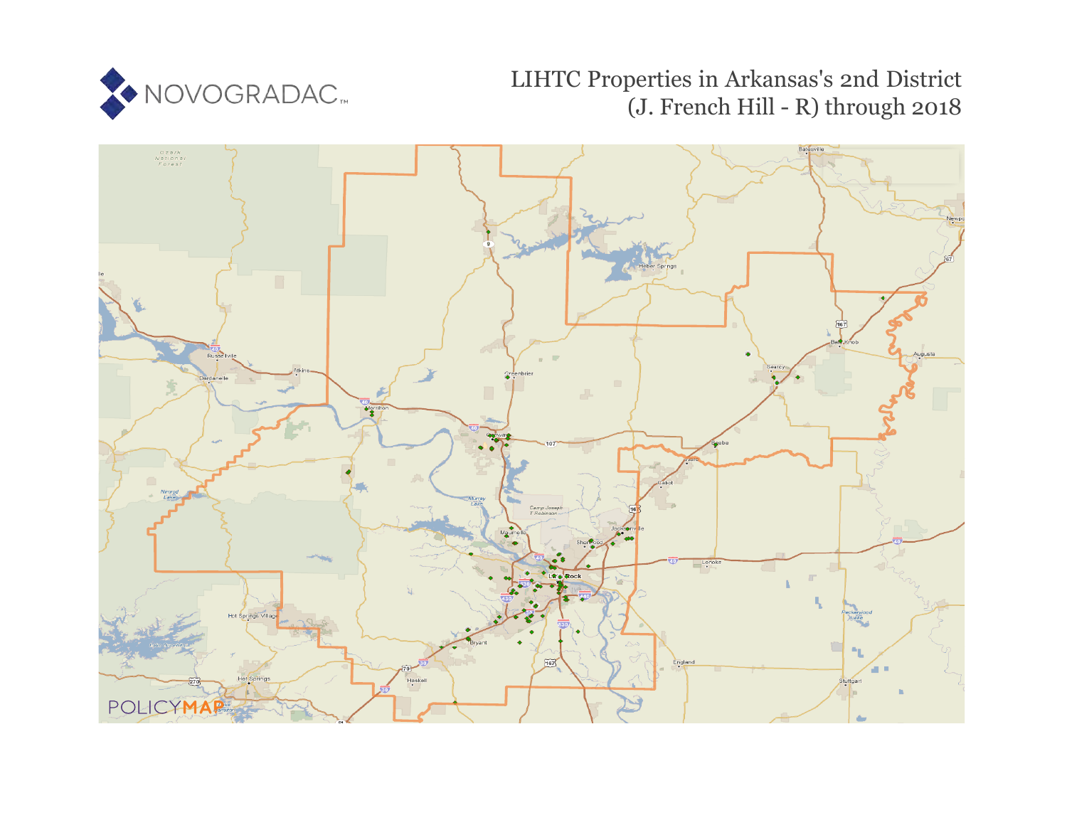NOVOGRADAC

# LIHTC Properties in Arkansas's 2nd District (J. French Hill - R) through 2018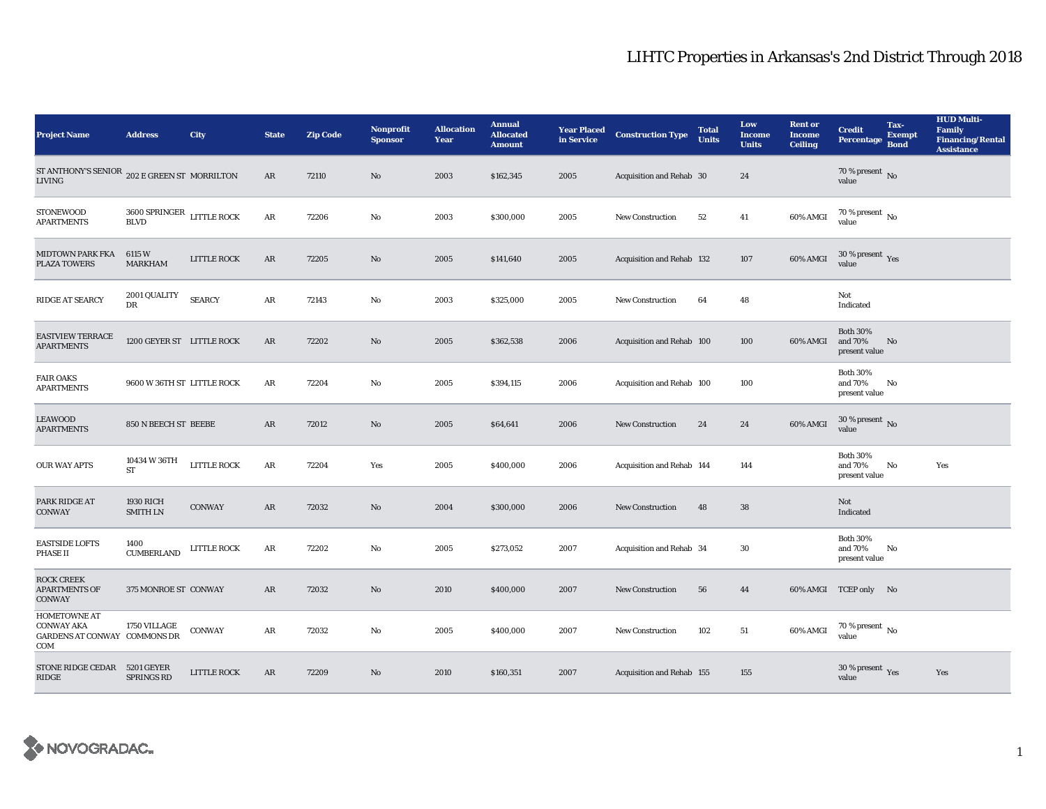# LIHTC Properties in Arkansas's 2nd District Through 2018

| Project Name | Address | City | State | Zip Code | Nonprofit Sponsor | Allocation Year | Annual Allocated Amount | Year Placed in Service | Construction Type | Total Units | Low Income Units | Rent or Income Ceiling | Credit Percentage | Tax-Exempt Bond | HUD Multi-Family Financing/Rental Assistance |
|---|---|---|---|---|---|---|---|---|---|---|---|---|---|---|---|
| ST ANTHONY'S SENIOR LIVING | 202 E GREEN ST | MORRILTON | AR | 72110 | No | 2003 | $162,345 | 2005 | Acquisition and Rehab | 30 | 24 | | 70 % present value | No | |
| STONEWOOD APARTMENTS | 3600 SPRINGER BLVD | LITTLE ROCK | AR | 72206 | No | 2003 | $300,000 | 2005 | New Construction | 52 | 41 | 60% AMGI | 70 % present value | No | |
| MIDTOWN PARK FKA PLAZA TOWERS | 6115 W MARKHAM | LITTLE ROCK | AR | 72205 | No | 2005 | $141,640 | 2005 | Acquisition and Rehab | 132 | 107 | 60% AMGI | 30 % present value | Yes | |
| RIDGE AT SEARCY | 2001 QUALITY DR | SEARCY | AR | 72143 | No | 2003 | $325,000 | 2005 | New Construction | 64 | 48 | | Not Indicated | | |
| EASTVIEW TERRACE APARTMENTS | 1200 GEYER ST | LITTLE ROCK | AR | 72202 | No | 2005 | $362,538 | 2006 | Acquisition and Rehab | 100 | 100 | 60% AMGI | Both 30% and 70% present value | No | |
| FAIR OAKS APARTMENTS | 9600 W 36TH ST | LITTLE ROCK | AR | 72204 | No | 2005 | $394,115 | 2006 | Acquisition and Rehab | 100 | 100 | | Both 30% and 70% present value | No | |
| LEAWOOD APARTMENTS | 850 N BEECH ST | BEEBE | AR | 72012 | No | 2005 | $64,641 | 2006 | New Construction | 24 | 24 | 60% AMGI | 30 % present value | No | |
| OUR WAY APTS | 10434 W 36TH ST | LITTLE ROCK | AR | 72204 | Yes | 2005 | $400,000 | 2006 | Acquisition and Rehab | 144 | 144 | | Both 30% and 70% present value | No | Yes |
| PARK RIDGE AT CONWAY | 1930 RICH SMITH LN | CONWAY | AR | 72032 | No | 2004 | $300,000 | 2006 | New Construction | 48 | 38 | | Not Indicated | | |
| EASTSIDE LOFTS PHASE II | 1400 CUMBERLAND | LITTLE ROCK | AR | 72202 | No | 2005 | $273,052 | 2007 | Acquisition and Rehab | 34 | 30 | | Both 30% and 70% present value | No | |
| ROCK CREEK APARTMENTS OF CONWAY | 375 MONROE ST | CONWAY | AR | 72032 | No | 2010 | $400,000 | 2007 | New Construction | 56 | 44 | 60% AMGI | TCEP only | No | |
| HOMETOWNE AT CONWAY AKA GARDENS AT CONWAY COM | 1750 VILLAGE COMMONS DR | CONWAY | AR | 72032 | No | 2005 | $400,000 | 2007 | New Construction | 102 | 51 | 60% AMGI | 70 % present value | No | |
| STONE RIDGE CEDAR RIDGE | 5201 GEYER SPRINGS RD | LITTLE ROCK | AR | 72209 | No | 2010 | $160,351 | 2007 | Acquisition and Rehab | 155 | 155 | | 30 % present value | Yes | Yes |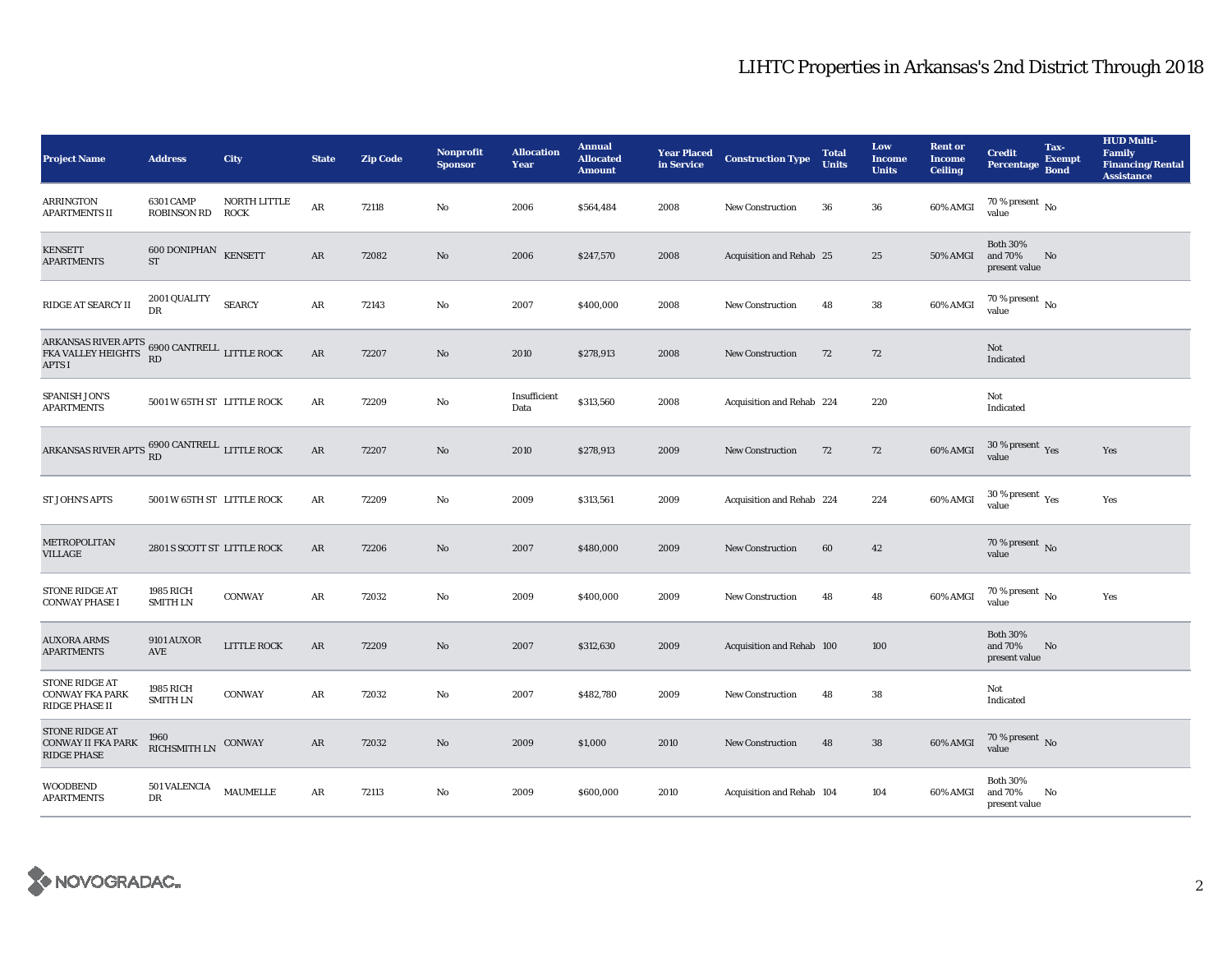# LIHTC Properties in Arkansas's 2nd District Through 2018

| Project Name | Address | City | State | Zip Code | Nonprofit Sponsor | Allocation Year | Annual Allocated Amount | Year Placed in Service | Construction Type | Total Units | Low Income Units | Rent or Income Ceiling | Credit Percentage | Tax-Exempt Bond | HUD Multi-Family Financing/Rental Assistance |
|---|---|---|---|---|---|---|---|---|---|---|---|---|---|---|---|
| ARRINGTON APARTMENTS II | 6301 CAMP ROBINSON RD | NORTH LITTLE ROCK | AR | 72118 | No | 2006 | $564,484 | 2008 | New Construction | 36 | 36 | 60% AMGI | 70 % present value | No | |
| KENSETT APARTMENTS | 600 DONIPHAN ST | KENSETT | AR | 72082 | No | 2006 | $247,570 | 2008 | Acquisition and Rehab | 25 | 25 | 50% AMGI | Both 30% and 70% present value | No | |
| RIDGE AT SEARCY II | 2001 QUALITY DR | SEARCY | AR | 72143 | No | 2007 | $400,000 | 2008 | New Construction | 48 | 38 | 60% AMGI | 70 % present value | No | |
| ARKANSAS RIVER APTS FKA VALLEY HEIGHTS APTS I | 6900 CANTRELL RD | LITTLE ROCK | AR | 72207 | No | 2010 | $278,913 | 2008 | New Construction | 72 | 72 | | Not Indicated | | |
| SPANISH JON'S APARTMENTS | 5001 W 65TH ST | LITTLE ROCK | AR | 72209 | No | Insufficient Data | $313,560 | 2008 | Acquisition and Rehab | 224 | 220 | | Not Indicated | | |
| ARKANSAS RIVER APTS | 6900 CANTRELL RD | LITTLE ROCK | AR | 72207 | No | 2010 | $278,913 | 2009 | New Construction | 72 | 72 | 60% AMGI | 30 % present value | Yes | Yes |
| ST JOHN'S APTS | 5001 W 65TH ST | LITTLE ROCK | AR | 72209 | No | 2009 | $313,561 | 2009 | Acquisition and Rehab | 224 | 224 | 60% AMGI | 30 % present value | Yes | Yes |
| METROPOLITAN VILLAGE | 2801 S SCOTT ST | LITTLE ROCK | AR | 72206 | No | 2007 | $480,000 | 2009 | New Construction | 60 | 42 | | 70 % present value | No | |
| STONE RIDGE AT CONWAY PHASE I | 1985 RICH SMITH LN | CONWAY | AR | 72032 | No | 2009 | $400,000 | 2009 | New Construction | 48 | 48 | 60% AMGI | 70 % present value | No | Yes |
| AUXORA ARMS APARTMENTS | 9101 AUXOR AVE | LITTLE ROCK | AR | 72209 | No | 2007 | $312,630 | 2009 | Acquisition and Rehab | 100 | 100 | | Both 30% and 70% present value | No | |
| STONE RIDGE AT CONWAY FKA PARK RIDGE PHASE II | 1985 RICH SMITH LN | CONWAY | AR | 72032 | No | 2007 | $482,780 | 2009 | New Construction | 48 | 38 | | Not Indicated | | |
| STONE RIDGE AT CONWAY II FKA PARK RIDGE PHASE | 1960 RICHSMITH LN | CONWAY | AR | 72032 | No | 2009 | $1,000 | 2010 | New Construction | 48 | 38 | 60% AMGI | 70 % present value | No | |
| WOODBEND APARTMENTS | 501 VALENCIA DR | MAUMELLE | AR | 72113 | No | 2009 | $600,000 | 2010 | Acquisition and Rehab | 104 | 104 | 60% AMGI | Both 30% and 70% present value | No | |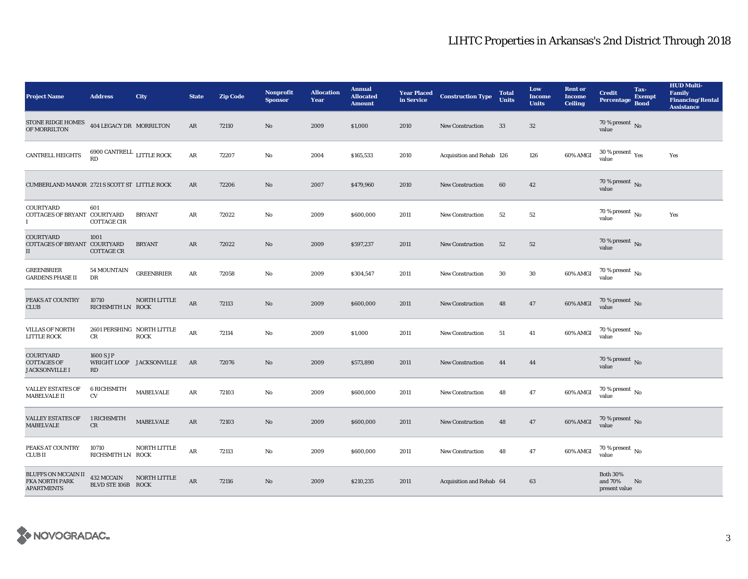# LIHTC Properties in Arkansas's 2nd District Through 2018

| Project Name | Address | City | State | Zip Code | Nonprofit Sponsor | Allocation Year | Annual Allocated Amount | Year Placed in Service | Construction Type | Total Units | Low Income Units | Rent or Income Ceiling | Credit Percentage | Tax-Exempt Bond | HUD Multi-Family Financing/Rental Assistance |
|---|---|---|---|---|---|---|---|---|---|---|---|---|---|---|---|
| STONE RIDGE HOMES OF MORRILTON | 404 LEGACY DR | MORRILTON | AR | 72110 | No | 2009 | $1,000 | 2010 | New Construction | 33 | 32 | | 70 % present value | No | |
| CANTRELL HEIGHTS | 6900 CANTRELL RD | LITTLE ROCK | AR | 72207 | No | 2004 | $165,533 | 2010 | Acquisition and Rehab | 126 | 126 | 60% AMGI | 30 % present value | Yes | Yes |
| CUMBERLAND MANOR | 2721 S SCOTT ST | LITTLE ROCK | AR | 72206 | No | 2007 | $479,960 | 2010 | New Construction | 60 | 42 | | 70 % present value | No | |
| COURTYARD COTTAGES OF BRYANT I | 601 COURTYARD COTTAGE CIR | BRYANT | AR | 72022 | No | 2009 | $600,000 | 2011 | New Construction | 52 | 52 | | 70 % present value | No | Yes |
| COURTYARD COTTAGES OF BRYANT II | 1001 COURTYARD COTTAGE CR | BRYANT | AR | 72022 | No | 2009 | $597,237 | 2011 | New Construction | 52 | 52 | | 70 % present value | No | |
| GREENBRIER GARDENS PHASE II | 54 MOUNTAIN DR | GREENBRIER | AR | 72058 | No | 2009 | $304,547 | 2011 | New Construction | 30 | 30 | 60% AMGI | 70 % present value | No | |
| PEAKS AT COUNTRY CLUB | 10710 RICHSMITH LN | NORTH LITTLE ROCK | AR | 72113 | No | 2009 | $600,000 | 2011 | New Construction | 48 | 47 | 60% AMGI | 70 % present value | No | |
| VILLAS OF NORTH LITTLE ROCK | 2601 PERSHING CR | NORTH LITTLE ROCK | AR | 72114 | No | 2009 | $1,000 | 2011 | New Construction | 51 | 41 | 60% AMGI | 70 % present value | No | |
| COURTYARD COTTAGES OF JACKSONVILLE I | 1600 S J P WRIGHT LOOP RD | JACKSONVILLE | AR | 72076 | No | 2009 | $573,890 | 2011 | New Construction | 44 | 44 | | 70 % present value | No | |
| VALLEY ESTATES OF MABELVALE II | 6 RICHSMITH CV | MABELVALE | AR | 72103 | No | 2009 | $600,000 | 2011 | New Construction | 48 | 47 | 60% AMGI | 70 % present value | No | |
| VALLEY ESTATES OF MABELVALE | 1 RICHSMITH CR | MABELVALE | AR | 72103 | No | 2009 | $600,000 | 2011 | New Construction | 48 | 47 | 60% AMGI | 70 % present value | No | |
| PEAKS AT COUNTRY CLUB II | 10710 RICHSMITH LN | NORTH LITTLE ROCK | AR | 72113 | No | 2009 | $600,000 | 2011 | New Construction | 48 | 47 | 60% AMGI | 70 % present value | No | |
| BLUFFS ON MCCAIN II FKA NORTH PARK APARTMENTS | 432 MCCAIN BLVD STE 106B | NORTH LITTLE ROCK | AR | 72116 | No | 2009 | $210,235 | 2011 | Acquisition and Rehab | 64 | 63 | | Both 30% and 70% present value | No | |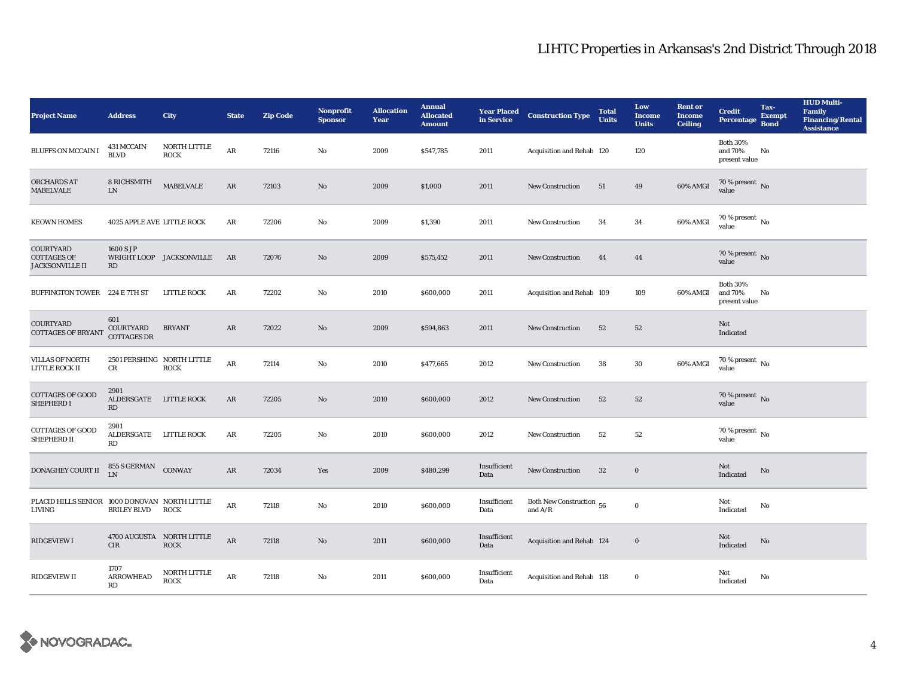# LIHTC Properties in Arkansas's 2nd District Through 2018

| Project Name | Address | City | State | Zip Code | Nonprofit Sponsor | Allocation Year | Annual Allocated Amount | Year Placed in Service | Construction Type | Total Units | Low Income Units | Rent or Income Ceiling | Credit Percentage | Tax-Exempt Bond | HUD Multi-Family Financing/Rental Assistance |
|---|---|---|---|---|---|---|---|---|---|---|---|---|---|---|---|
| BLUFFS ON MCCAIN I | 431 MCCAIN BLVD | NORTH LITTLE ROCK | AR | 72116 | No | 2009 | $547,785 | 2011 | Acquisition and Rehab | 120 | 120 | | Both 30% and 70% present value | No | |
| ORCHARDS AT MABELVALE | 8 RICHSMITH LN | MABELVALE | AR | 72103 | No | 2009 | $1,000 | 2011 | New Construction | 51 | 49 | 60% AMGI | 70 % present value | No | |
| KEOWN HOMES | 4025 APPLE AVE | LITTLE ROCK | AR | 72206 | No | 2009 | $1,390 | 2011 | New Construction | 34 | 34 | 60% AMGI | 70 % present value | No | |
| COURTYARD COTTAGES OF JACKSONVILLE II | 1600 S J P WRIGHT LOOP RD | JACKSONVILLE | AR | 72076 | No | 2009 | $575,452 | 2011 | New Construction | 44 | 44 | | 70 % present value | No | |
| BUFFINGTON TOWER | 224 E 7TH ST | LITTLE ROCK | AR | 72202 | No | 2010 | $600,000 | 2011 | Acquisition and Rehab | 109 | 109 | 60% AMGI | Both 30% and 70% present value | No | |
| COURTYARD COTTAGES OF BRYANT | 601 COURTYARD COTTAGES DR | BRYANT | AR | 72022 | No | 2009 | $594,863 | 2011 | New Construction | 52 | 52 | | Not Indicated | | |
| VILLAS OF NORTH LITTLE ROCK II | 2501 PERSHING CR | NORTH LITTLE ROCK | AR | 72114 | No | 2010 | $477,665 | 2012 | New Construction | 38 | 30 | 60% AMGI | 70 % present value | No | |
| COTTAGES OF GOOD SHEPHERD I | 2901 ALDERSGATE RD | LITTLE ROCK | AR | 72205 | No | 2010 | $600,000 | 2012 | New Construction | 52 | 52 | | 70 % present value | No | |
| COTTAGES OF GOOD SHEPHERD II | 2901 ALDERSGATE RD | LITTLE ROCK | AR | 72205 | No | 2010 | $600,000 | 2012 | New Construction | 52 | 52 | | 70 % present value | No | |
| DONAGHEY COURT II | 855 S GERMAN LN | CONWAY | AR | 72034 | Yes | 2009 | $480,299 | Insufficient Data | New Construction | 32 | 0 | | Not Indicated | No | |
| PLACID HILLS SENIOR LIVING | 1000 DONOVAN BRILEY BLVD | NORTH LITTLE ROCK | AR | 72118 | No | 2010 | $600,000 | Insufficient Data | Both New Construction and A/R | 56 | 0 | | Not Indicated | No | |
| RIDGEVIEW I | 4700 AUGUSTA CIR | NORTH LITTLE ROCK | AR | 72118 | No | 2011 | $600,000 | Insufficient Data | Acquisition and Rehab | 124 | 0 | | Not Indicated | No | |
| RIDGEVIEW II | 1707 ARROWHEAD RD | NORTH LITTLE ROCK | AR | 72118 | No | 2011 | $600,000 | Insufficient Data | Acquisition and Rehab | 118 | 0 | | Not Indicated | No | |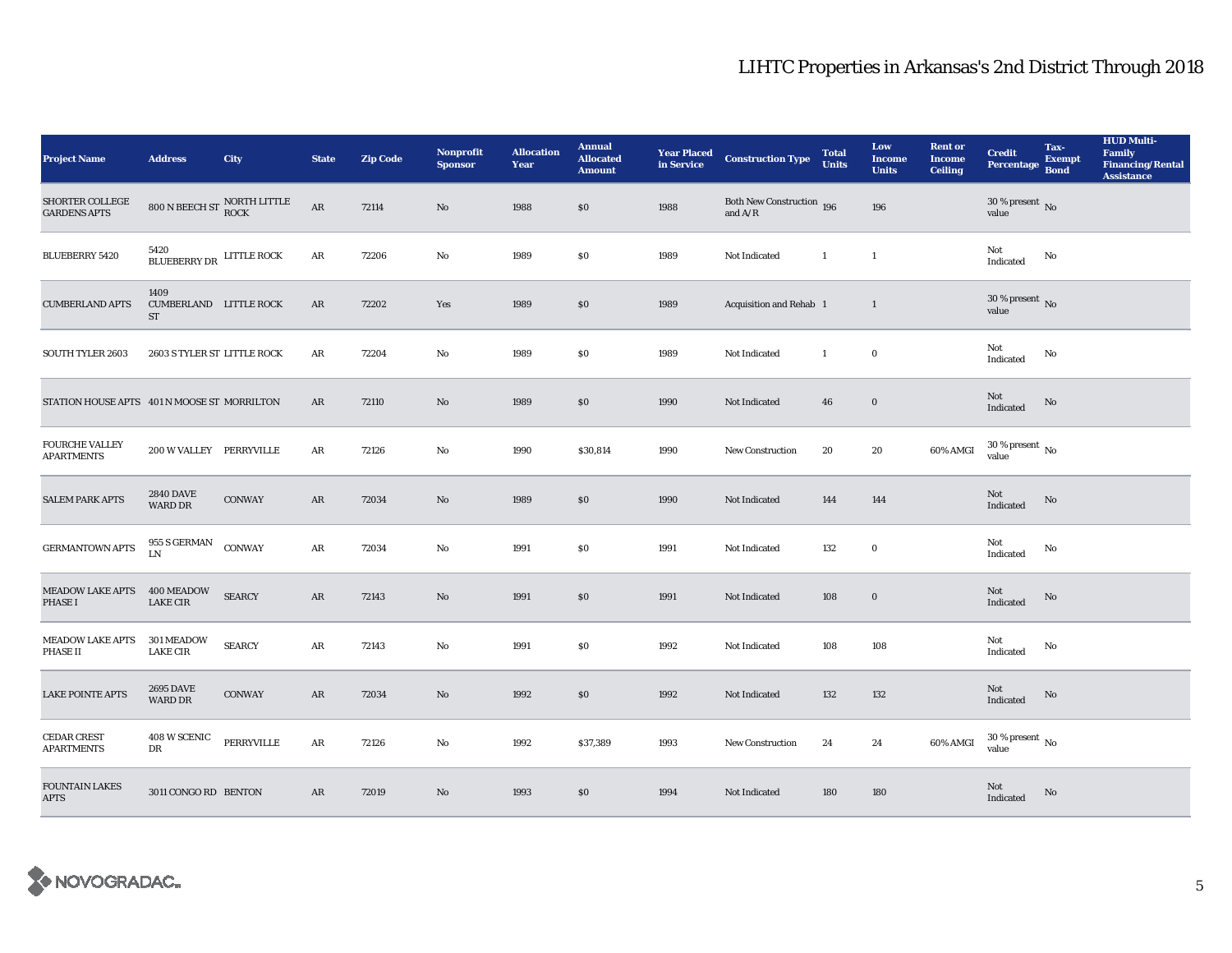# LIHTC Properties in Arkansas's 2nd District Through 2018

| Project Name | Address | City | State | Zip Code | Nonprofit Sponsor | Allocation Year | Annual Allocated Amount | Year Placed in Service | Construction Type | Total Units | Low Income Units | Rent or Income Ceiling | Credit Percentage | Tax-Exempt Bond | HUD Multi-Family Financing/Rental Assistance |
|---|---|---|---|---|---|---|---|---|---|---|---|---|---|---|---|
| SHORTER COLLEGE GARDENS APTS | 800 N BEECH ST | NORTH LITTLE ROCK | AR | 72114 | No | 1988 | $0 | 1988 | Both New Construction and A/R | 196 | 196 | | 30 % present value | No | |
| BLUEBERRY 5420 | 5420 BLUEBERRY DR | LITTLE ROCK | AR | 72206 | No | 1989 | $0 | 1989 | Not Indicated | 1 | 1 | | Not Indicated | No | |
| CUMBERLAND APTS | 1409 CUMBERLAND ST | LITTLE ROCK | AR | 72202 | Yes | 1989 | $0 | 1989 | Acquisition and Rehab | 1 | 1 | | 30 % present value | No | |
| SOUTH TYLER 2603 | 2603 S TYLER ST | LITTLE ROCK | AR | 72204 | No | 1989 | $0 | 1989 | Not Indicated | 1 | 0 | | Not Indicated | No | |
| STATION HOUSE APTS | 401 N MOOSE ST | MORRILTON | AR | 72110 | No | 1989 | $0 | 1990 | Not Indicated | 46 | 0 | | Not Indicated | No | |
| FOURCHE VALLEY APARTMENTS | 200 W VALLEY | PERRYVILLE | AR | 72126 | No | 1990 | $30,814 | 1990 | New Construction | 20 | 20 | 60% AMGI | 30 % present value | No | |
| SALEM PARK APTS | 2840 DAVE WARD DR | CONWAY | AR | 72034 | No | 1989 | $0 | 1990 | Not Indicated | 144 | 144 | | Not Indicated | No | |
| GERMANTOWN APTS | 955 S GERMAN LN | CONWAY | AR | 72034 | No | 1991 | $0 | 1991 | Not Indicated | 132 | 0 | | Not Indicated | No | |
| MEADOW LAKE APTS PHASE I | 400 MEADOW LAKE CIR | SEARCY | AR | 72143 | No | 1991 | $0 | 1991 | Not Indicated | 108 | 0 | | Not Indicated | No | |
| MEADOW LAKE APTS PHASE II | 301 MEADOW LAKE CIR | SEARCY | AR | 72143 | No | 1991 | $0 | 1992 | Not Indicated | 108 | 108 | | Not Indicated | No | |
| LAKE POINTE APTS | 2695 DAVE WARD DR | CONWAY | AR | 72034 | No | 1992 | $0 | 1992 | Not Indicated | 132 | 132 | | Not Indicated | No | |
| CEDAR CREST APARTMENTS | 408 W SCENIC DR | PERRYVILLE | AR | 72126 | No | 1992 | $37,389 | 1993 | New Construction | 24 | 24 | 60% AMGI | 30 % present value | No | |
| FOUNTAIN LAKES APTS | 3011 CONGO RD | BENTON | AR | 72019 | No | 1993 | $0 | 1994 | Not Indicated | 180 | 180 | | Not Indicated | No | |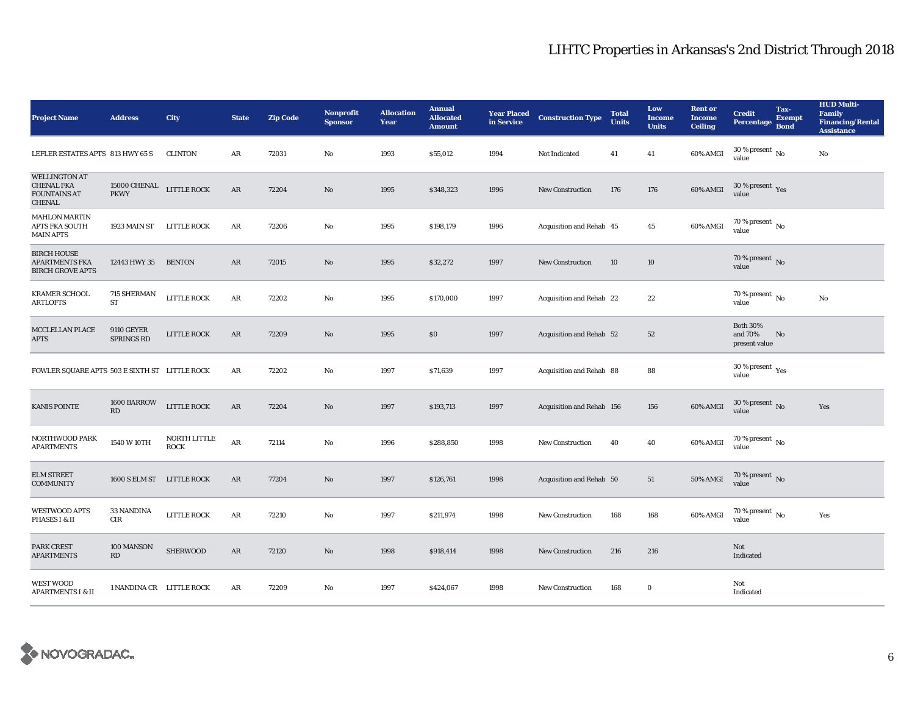# LIHTC Properties in Arkansas's 2nd District Through 2018

| Project Name | Address | City | State | Zip Code | Nonprofit Sponsor | Allocation Year | Annual Allocated Amount | Year Placed in Service | Construction Type | Total Units | Low Income Units | Rent or Income Ceiling | Credit Percentage | Tax-Exempt Bond | HUD Multi-Family Financing/Rental Assistance |
|---|---|---|---|---|---|---|---|---|---|---|---|---|---|---|---|
| LEFLER ESTATES APTS | 813 HWY 65 S | CLINTON | AR | 72031 | No | 1993 | $55,012 | 1994 | Not Indicated | 41 | 41 | 60% AMGI | 30 % present value | No | No |
| WELLINGTON AT CHENAL FKA FOUNTAINS AT CHENAL | 15000 CHENAL PKWY | LITTLE ROCK | AR | 72204 | No | 1995 | $348,323 | 1996 | New Construction | 176 | 176 | 60% AMGI | 30 % present value | Yes | |
| MAHLON MARTIN APTS FKA SOUTH MAIN APTS | 1923 MAIN ST | LITTLE ROCK | AR | 72206 | No | 1995 | $198,179 | 1996 | Acquisition and Rehab | 45 | 45 | 60% AMGI | 70 % present value | No | |
| BIRCH HOUSE APARTMENTS FKA BIRCH GROVE APTS | 12443 HWY 35 | BENTON | AR | 72015 | No | 1995 | $32,272 | 1997 | New Construction | 10 | 10 | | 70 % present value | No | |
| KRAMER SCHOOL ARTLOFTS | 715 SHERMAN ST | LITTLE ROCK | AR | 72202 | No | 1995 | $170,000 | 1997 | Acquisition and Rehab | 22 | 22 | | 70 % present value | No | No |
| MCCLELLAN PLACE APTS | 9110 GEYER SPRINGS RD | LITTLE ROCK | AR | 72209 | No | 1995 | $0 | 1997 | Acquisition and Rehab | 52 | 52 | | Both 30% and 70% present value | No | |
| FOWLER SQUARE APTS | 503 E SIXTH ST | LITTLE ROCK | AR | 72202 | No | 1997 | $71,639 | 1997 | Acquisition and Rehab | 88 | 88 | | 30 % present value | Yes | |
| KANIS POINTE | 1600 BARROW RD | LITTLE ROCK | AR | 72204 | No | 1997 | $193,713 | 1997 | Acquisition and Rehab | 156 | 156 | 60% AMGI | 30 % present value | No | Yes |
| NORTHWOOD PARK APARTMENTS | 1540 W 10TH | NORTH LITTLE ROCK | AR | 72114 | No | 1996 | $288,850 | 1998 | New Construction | 40 | 40 | 60% AMGI | 70 % present value | No | |
| ELM STREET COMMUNITY | 1600 S ELM ST | LITTLE ROCK | AR | 77204 | No | 1997 | $126,761 | 1998 | Acquisition and Rehab | 50 | 51 | 50% AMGI | 70 % present value | No | |
| WESTWOOD APTS PHASES I & II | 33 NANDINA CIR | LITTLE ROCK | AR | 72210 | No | 1997 | $211,974 | 1998 | New Construction | 168 | 168 | 60% AMGI | 70 % present value | No | Yes |
| PARK CREST APARTMENTS | 100 MANSON RD | SHERWOOD | AR | 72120 | No | 1998 | $918,414 | 1998 | New Construction | 216 | 216 | | Not Indicated | | |
| WEST WOOD APARTMENTS I & II | 1 NANDINA CR | LITTLE ROCK | AR | 72209 | No | 1997 | $424,067 | 1998 | New Construction | 168 | 0 | | Not Indicated | | |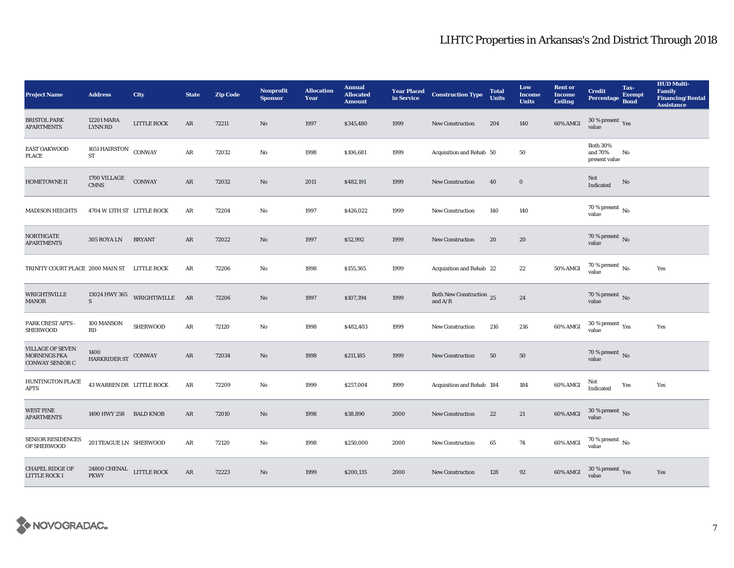# LIHTC Properties in Arkansas's 2nd District Through 2018

| Project Name | Address | City | State | Zip Code | Nonprofit Sponsor | Allocation Year | Annual Allocated Amount | Year Placed in Service | Construction Type | Total Units | Low Income Units | Rent or Income Ceiling | Credit Percentage | Tax-Exempt Bond | HUD Multi-Family Financing/Rental Assistance |
|---|---|---|---|---|---|---|---|---|---|---|---|---|---|---|---|
| BRISTOL PARK APARTMENTS | 12201 MARA LYNN RD | LITTLE ROCK | AR | 72211 | No | 1997 | $345,480 | 1999 | New Construction | 204 | 140 | 60% AMGI | 30 % present value | Yes | |
| EAST OAKWOOD PLACE | 1651 HAIRSTON ST | CONWAY | AR | 72032 | No | 1998 | $106,681 | 1999 | Acquisition and Rehab | 50 | 50 | | Both 30% and 70% present value | No | |
| HOMETOWNE II | 1700 VILLAGE CMNS | CONWAY | AR | 72032 | No | 2011 | $482,191 | 1999 | New Construction | 40 | 0 | | Not Indicated | No | |
| MADISON HEIGHTS | 4704 W 13TH ST | LITTLE ROCK | AR | 72204 | No | 1997 | $426,022 | 1999 | New Construction | 140 | 140 | | 70 % present value | No | |
| NORTHGATE APARTMENTS | 305 ROYA LN | BRYANT | AR | 72022 | No | 1997 | $52,992 | 1999 | New Construction | 20 | 20 | | 70 % present value | No | |
| TRINITY COURT PLACE | 2000 MAIN ST | LITTLE ROCK | AR | 72206 | No | 1998 | $155,365 | 1999 | Acquisition and Rehab | 22 | 22 | 50% AMGI | 70 % present value | No | Yes |
| WRIGHTSVILLE MANOR | 13024 HWY 365 S | WRIGHTSVILLE | AR | 72206 | No | 1997 | $107,394 | 1999 | Both New Construction and A/R | 25 | 24 | | 70 % present value | No | |
| PARK CREST APTS - SHERWOOD | 100 MANSON RD | SHERWOOD | AR | 72120 | No | 1998 | $482,403 | 1999 | New Construction | 216 | 216 | 60% AMGI | 30 % present value | Yes | Yes |
| VILLAGE OF SEVEN MORNINGS FKA CONWAY SENIOR C | 1400 HARKRIDER ST | CONWAY | AR | 72034 | No | 1998 | $211,185 | 1999 | New Construction | 50 | 50 | | 70 % present value | No | |
| HUNTINGTON PLACE APTS | 43 WARREN DR | LITTLE ROCK | AR | 72209 | No | 1999 | $257,004 | 1999 | Acquisition and Rehab | 184 | 184 | 60% AMGI | Not Indicated | Yes | Yes |
| WEST PINE APARTMENTS | 1490 HWY 258 | BALD KNOB | AR | 72010 | No | 1998 | $38,890 | 2000 | New Construction | 22 | 21 | 60% AMGI | 30 % present value | No | |
| SENIOR RESIDENCES OF SHERWOOD | 201 TEAGUE LN | SHERWOOD | AR | 72120 | No | 1998 | $250,000 | 2000 | New Construction | 65 | 74 | 60% AMGI | 70 % present value | No | |
| CHAPEL RIDGE OF LITTLE ROCK I | 24800 CHENAL PKWY | LITTLE ROCK | AR | 72223 | No | 1999 | $200,135 | 2000 | New Construction | 128 | 92 | 60% AMGI | 30 % present value | Yes | Yes |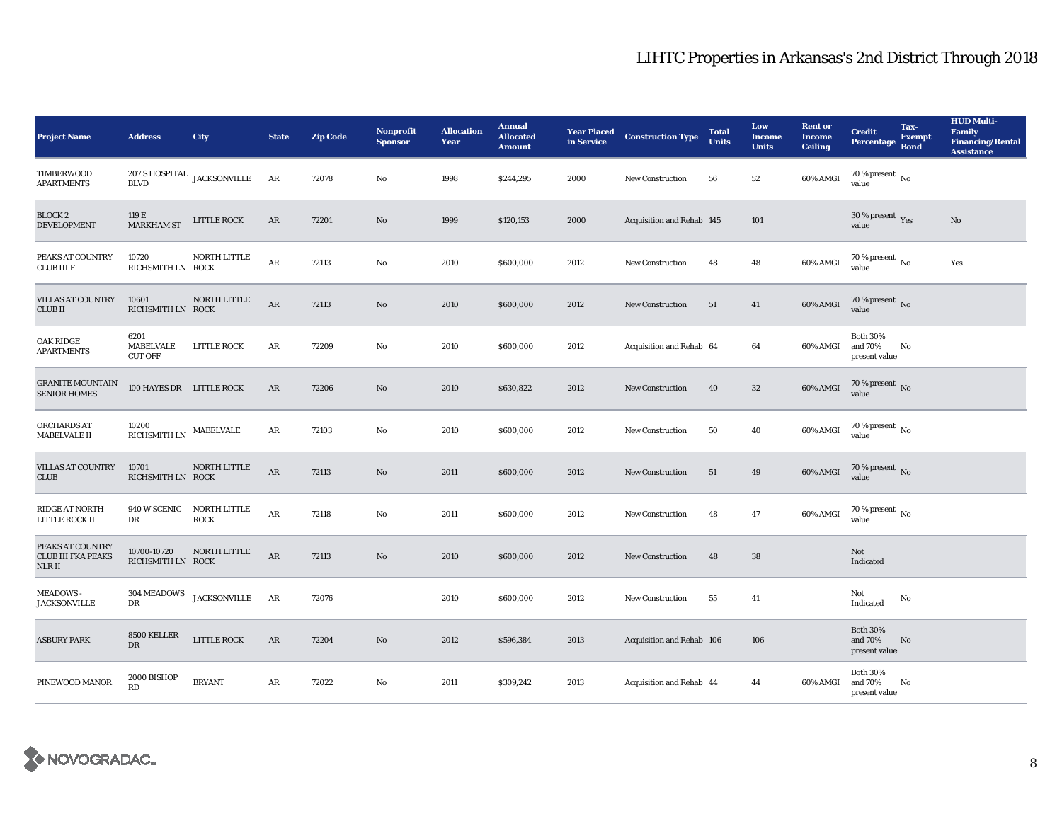# LIHTC Properties in Arkansas's 2nd District Through 2018

| Project Name | Address | City | State | Zip Code | Nonprofit Sponsor | Allocation Year | Annual Allocated Amount | Year Placed in Service | Construction Type | Total Units | Low Income Units | Rent or Income Ceiling | Credit Percentage | Tax-Exempt Bond | HUD Multi-Family Financing/Rental Assistance |
|---|---|---|---|---|---|---|---|---|---|---|---|---|---|---|---|
| TIMBERWOOD APARTMENTS | 207 S HOSPITAL BLVD | JACKSONVILLE | AR | 72078 | No | 1998 | $244,295 | 2000 | New Construction | 56 | 52 | 60% AMGI | 70 % present value | No | |
| BLOCK 2 DEVELOPMENT | 119 E MARKHAM ST | LITTLE ROCK | AR | 72201 | No | 1999 | $120,153 | 2000 | Acquisition and Rehab | 145 | 101 | | 30 % present value | Yes | No |
| PEAKS AT COUNTRY CLUB III F | 10720 RICHSMITH LN | NORTH LITTLE ROCK | AR | 72113 | No | 2010 | $600,000 | 2012 | New Construction | 48 | 48 | 60% AMGI | 70 % present value | No | Yes |
| VILLAS AT COUNTRY CLUB II | 10601 RICHSMITH LN | NORTH LITTLE ROCK | AR | 72113 | No | 2010 | $600,000 | 2012 | New Construction | 51 | 41 | 60% AMGI | 70 % present value | No | |
| OAK RIDGE APARTMENTS | 6201 MABELVALE CUT OFF | LITTLE ROCK | AR | 72209 | No | 2010 | $600,000 | 2012 | Acquisition and Rehab | 64 | 64 | 60% AMGI | Both 30% and 70% present value | No | |
| GRANITE MOUNTAIN SENIOR HOMES | 100 HAYES DR | LITTLE ROCK | AR | 72206 | No | 2010 | $630,822 | 2012 | New Construction | 40 | 32 | 60% AMGI | 70 % present value | No | |
| ORCHARDS AT MABELVALE II | 10200 RICHSMITH LN | MABELVALE | AR | 72103 | No | 2010 | $600,000 | 2012 | New Construction | 50 | 40 | 60% AMGI | 70 % present value | No | |
| VILLAS AT COUNTRY CLUB | 10701 RICHSMITH LN | NORTH LITTLE ROCK | AR | 72113 | No | 2011 | $600,000 | 2012 | New Construction | 51 | 49 | 60% AMGI | 70 % present value | No | |
| RIDGE AT NORTH LITTLE ROCK II | 940 W SCENIC DR | NORTH LITTLE ROCK | AR | 72118 | No | 2011 | $600,000 | 2012 | New Construction | 48 | 47 | 60% AMGI | 70 % present value | No | |
| PEAKS AT COUNTRY CLUB III FKA PEAKS NLR II | 10700-10720 RICHSMITH LN | NORTH LITTLE ROCK | AR | 72113 | No | 2010 | $600,000 | 2012 | New Construction | 48 | 38 | | Not Indicated | | |
| MEADOWS - JACKSONVILLE | 304 MEADOWS DR | JACKSONVILLE | AR | 72076 | | 2010 | $600,000 | 2012 | New Construction | 55 | 41 | | Not Indicated | No | |
| ASBURY PARK | 8500 KELLER DR | LITTLE ROCK | AR | 72204 | No | 2012 | $596,384 | 2013 | Acquisition and Rehab | 106 | 106 | | Both 30% and 70% present value | No | |
| PINEWOOD MANOR | 2000 BISHOP RD | BRYANT | AR | 72022 | No | 2011 | $309,242 | 2013 | Acquisition and Rehab | 44 | 44 | 60% AMGI | Both 30% and 70% present value | No | |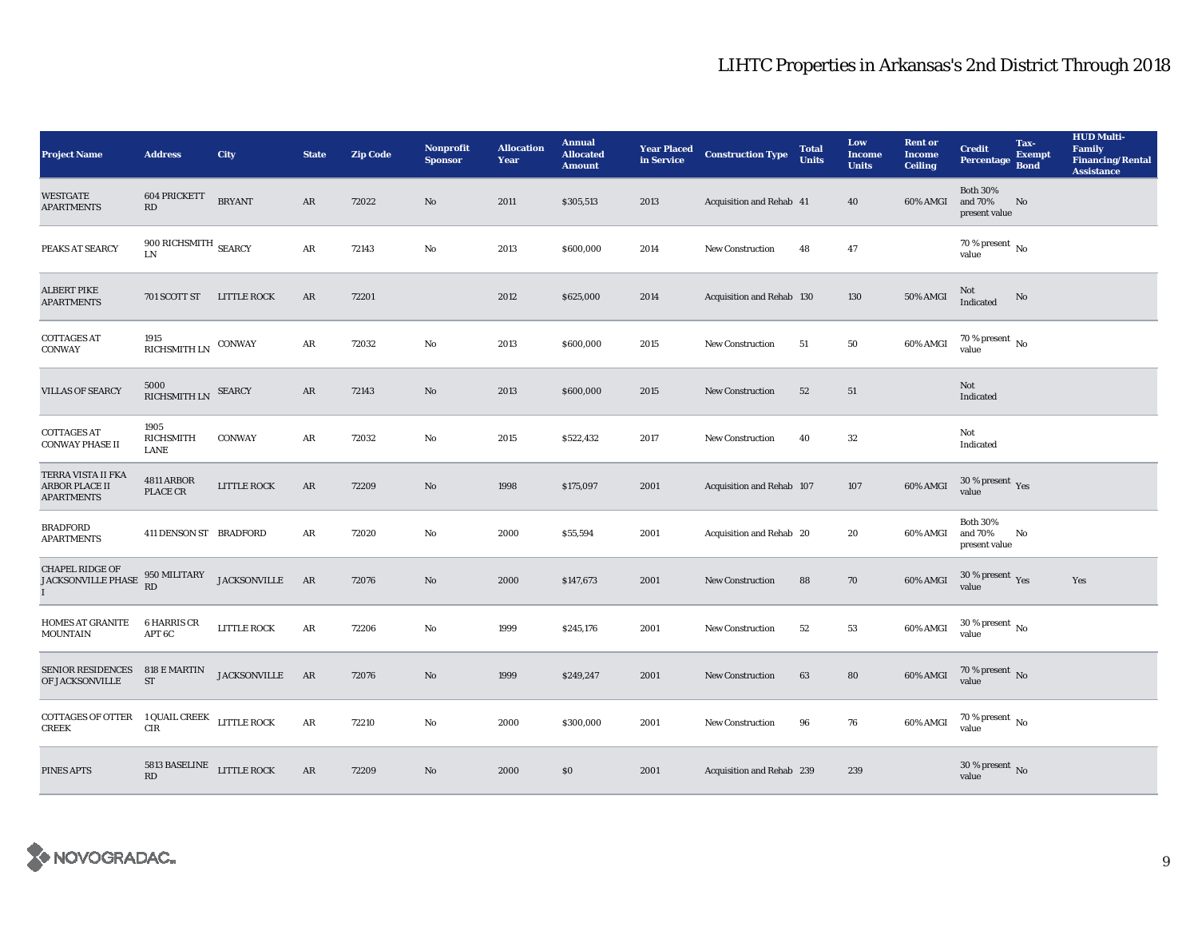# LIHTC Properties in Arkansas's 2nd District Through 2018

| Project Name | Address | City | State | Zip Code | Nonprofit Sponsor | Allocation Year | Annual Allocated Amount | Year Placed in Service | Construction Type | Total Units | Low Income Units | Rent or Income Ceiling | Credit Percentage | Tax-Exempt Bond | HUD Multi-Family Financing/Rental Assistance |
|---|---|---|---|---|---|---|---|---|---|---|---|---|---|---|---|
| WESTGATE APARTMENTS | 604 PRICKETT RD | BRYANT | AR | 72022 | No | 2011 | $305,513 | 2013 | Acquisition and Rehab | 41 | 40 | 60% AMGI | Both 30% and 70% present value | No | |
| PEAKS AT SEARCY | 900 RICHSMITH LN | SEARCY | AR | 72143 | No | 2013 | $600,000 | 2014 | New Construction | 48 | 47 | | 70 % present value | No | |
| ALBERT PIKE APARTMENTS | 701 SCOTT ST | LITTLE ROCK | AR | 72201 | | 2012 | $625,000 | 2014 | Acquisition and Rehab | 130 | 130 | 50% AMGI | Not Indicated | No | |
| COTTAGES AT CONWAY | 1915 RICHSMITH LN | CONWAY | AR | 72032 | No | 2013 | $600,000 | 2015 | New Construction | 51 | 50 | 60% AMGI | 70 % present value | No | |
| VILLAS OF SEARCY | 5000 RICHSMITH LN | SEARCY | AR | 72143 | No | 2013 | $600,000 | 2015 | New Construction | 52 | 51 | | Not Indicated | | |
| COTTAGES AT CONWAY PHASE II | 1905 RICHSMITH LANE | CONWAY | AR | 72032 | No | 2015 | $522,432 | 2017 | New Construction | 40 | 32 | | Not Indicated | | |
| TERRA VISTA II FKA ARBOR PLACE II APARTMENTS | 4811 ARBOR PLACE CR | LITTLE ROCK | AR | 72209 | No | 1998 | $175,097 | 2001 | Acquisition and Rehab | 107 | 107 | 60% AMGI | 30 % present value | Yes | |
| BRADFORD APARTMENTS | 411 DENSON ST | BRADFORD | AR | 72020 | No | 2000 | $55,594 | 2001 | Acquisition and Rehab | 20 | 20 | 60% AMGI | Both 30% and 70% present value | No | |
| CHAPEL RIDGE OF JACKSONVILLE PHASE I | 950 MILITARY RD | JACKSONVILLE | AR | 72076 | No | 2000 | $147,673 | 2001 | New Construction | 88 | 70 | 60% AMGI | 30 % present value | Yes | Yes |
| HOMES AT GRANITE MOUNTAIN | 6 HARRIS CR APT 6C | LITTLE ROCK | AR | 72206 | No | 1999 | $245,176 | 2001 | New Construction | 52 | 53 | 60% AMGI | 30 % present value | No | |
| SENIOR RESIDENCES OF JACKSONVILLE | 818 E MARTIN ST | JACKSONVILLE | AR | 72076 | No | 1999 | $249,247 | 2001 | New Construction | 63 | 80 | 60% AMGI | 70 % present value | No | |
| COTTAGES OF OTTER CREEK | 1 QUAIL CREEK CIR | LITTLE ROCK | AR | 72210 | No | 2000 | $300,000 | 2001 | New Construction | 96 | 76 | 60% AMGI | 70 % present value | No | |
| PINES APTS | 5813 BASELINE RD | LITTLE ROCK | AR | 72209 | No | 2000 | $0 | 2001 | Acquisition and Rehab | 239 | 239 | | 30 % present value | No | |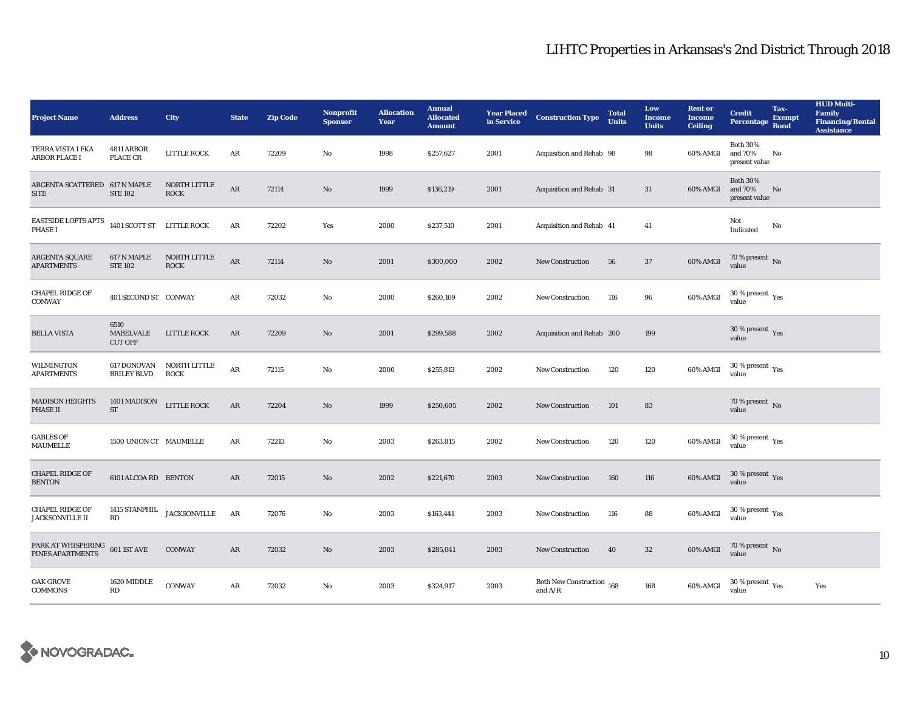# LIHTC Properties in Arkansas's 2nd District Through 2018

| Project Name | Address | City | State | Zip Code | Nonprofit Sponsor | Allocation Year | Annual Allocated Amount | Year Placed in Service | Construction Type | Total Units | Low Income Units | Rent or Income Ceiling | Credit Percentage | Tax-Exempt Bond | HUD Multi-Family Financing/Rental Assistance |
|---|---|---|---|---|---|---|---|---|---|---|---|---|---|---|---|
| TERRA VISTA I FKA ARBOR PLACE I | 4811 ARBOR PLACE CR | LITTLE ROCK | AR | 72209 | No | 1998 | $257,627 | 2001 | Acquisition and Rehab | 98 | 98 | 60% AMGI | Both 30% and 70% present value | No | |
| ARGENTA SCATTERED SITE | 617 N MAPLE STE 102 | NORTH LITTLE ROCK | AR | 72114 | No | 1999 | $136,219 | 2001 | Acquisition and Rehab | 31 | 31 | 60% AMGI | Both 30% and 70% present value | No | |
| EASTSIDE LOFTS APTS PHASE I | 1401 SCOTT ST | LITTLE ROCK | AR | 72202 | Yes | 2000 | $237,510 | 2001 | Acquisition and Rehab | 41 | 41 | | Not Indicated | No | |
| ARGENTA SQUARE APARTMENTS | 617 N MAPLE STE 102 | NORTH LITTLE ROCK | AR | 72114 | No | 2001 | $300,000 | 2002 | New Construction | 56 | 37 | 60% AMGI | 70 % present value | No | |
| CHAPEL RIDGE OF CONWAY | 401 SECOND ST | CONWAY | AR | 72032 | No | 2000 | $260,169 | 2002 | New Construction | 116 | 96 | 60% AMGI | 30 % present value | Yes | |
| BELLA VISTA | 6510 MABELVALE CUT OFF | LITTLE ROCK | AR | 72209 | No | 2001 | $299,588 | 2002 | Acquisition and Rehab | 200 | 199 | | 30 % present value | Yes | |
| WILMINGTON APARTMENTS | 617 DONOVAN BRILEY BLVD | NORTH LITTLE ROCK | AR | 72115 | No | 2000 | $255,813 | 2002 | New Construction | 120 | 120 | 60% AMGI | 30 % present value | Yes | |
| MADISON HEIGHTS PHASE II | 1401 MADISON ST | LITTLE ROCK | AR | 72204 | No | 1999 | $250,605 | 2002 | New Construction | 101 | 83 | | 70 % present value | No | |
| GABLES OF MAUMELLE | 1500 UNION CT | MAUMELLE | AR | 72213 | No | 2003 | $263,815 | 2002 | New Construction | 120 | 120 | 60% AMGI | 30 % present value | Yes | |
| CHAPEL RIDGE OF BENTON | 6101 ALCOA RD | BENTON | AR | 72015 | No | 2002 | $221,670 | 2003 | New Construction | 160 | 116 | 60% AMGI | 30 % present value | Yes | |
| CHAPEL RIDGE OF JACKSONVILLE II | 1415 STANPHIL RD | JACKSONVILLE | AR | 72076 | No | 2003 | $163,441 | 2003 | New Construction | 116 | 88 | 60% AMGI | 30 % present value | Yes | |
| PARK AT WHISPERING PINES APARTMENTS | 601 1ST AVE | CONWAY | AR | 72032 | No | 2003 | $285,041 | 2003 | New Construction | 40 | 32 | 60% AMGI | 70 % present value | No | |
| OAK GROVE COMMONS | 1620 MIDDLE RD | CONWAY | AR | 72032 | No | 2003 | $324,917 | 2003 | Both New Construction and A/R | 168 | 168 | 60% AMGI | 30 % present value | Yes | Yes |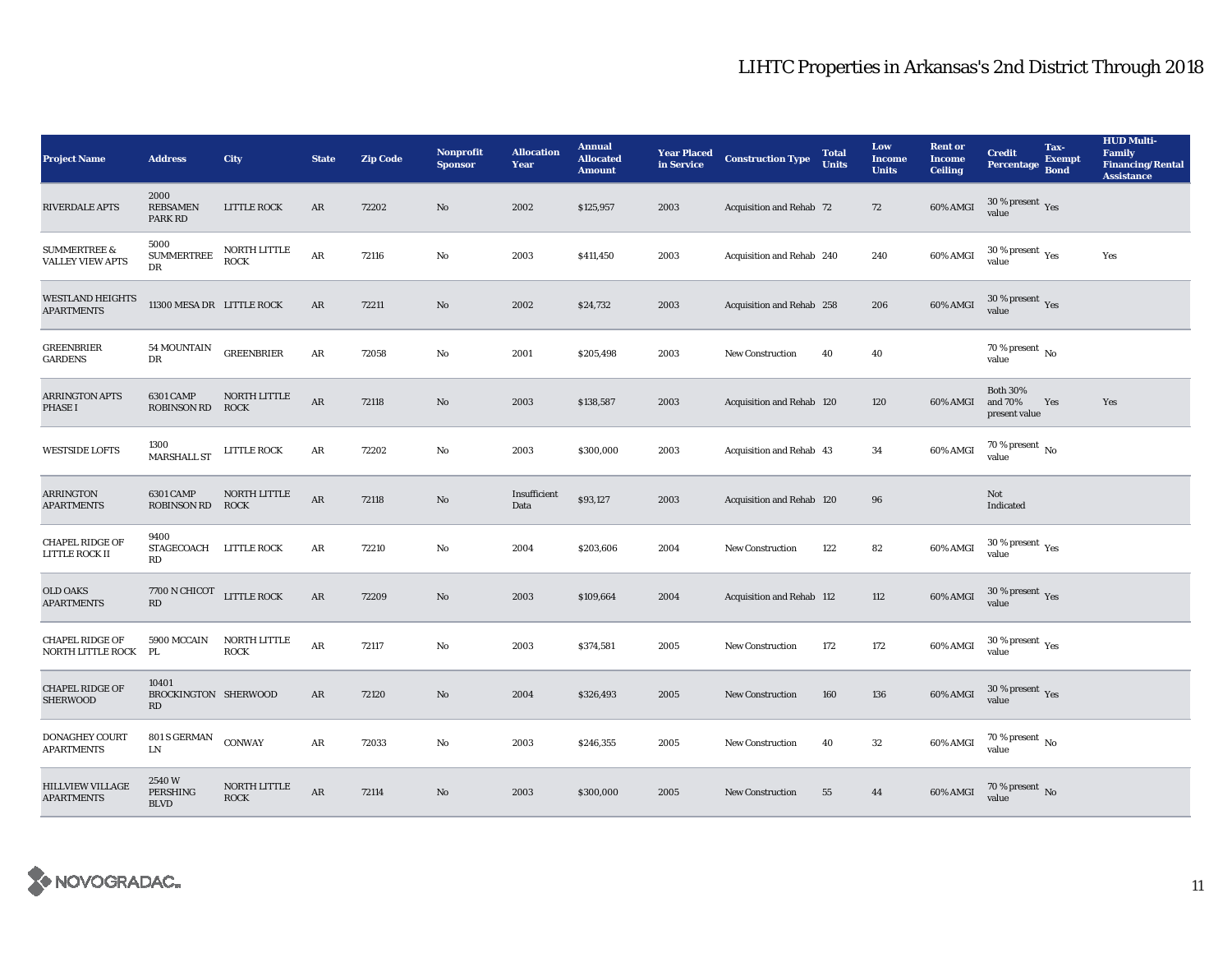# LIHTC Properties in Arkansas's 2nd District Through 2018

| Project Name | Address | City | State | Zip Code | Nonprofit Sponsor | Allocation Year | Annual Allocated Amount | Year Placed in Service | Construction Type | Total Units | Low Income Units | Rent or Income Ceiling | Credit Percentage | Tax-Exempt Bond | HUD Multi-Family Financing/Rental Assistance |
|---|---|---|---|---|---|---|---|---|---|---|---|---|---|---|---|
| RIVERDALE APTS | 2000 REBSAMEN PARK RD | LITTLE ROCK | AR | 72202 | No | 2002 | $125,957 | 2003 | Acquisition and Rehab | 72 | 72 | 60% AMGI | 30 % present value | Yes | |
| SUMMERTREE & VALLEY VIEW APTS | 5000 SUMMERTREE DR | NORTH LITTLE ROCK | AR | 72116 | No | 2003 | $411,450 | 2003 | Acquisition and Rehab | 240 | 240 | 60% AMGI | 30 % present value | Yes | Yes |
| WESTLAND HEIGHTS APARTMENTS | 11300 MESA DR | LITTLE ROCK | AR | 72211 | No | 2002 | $24,732 | 2003 | Acquisition and Rehab | 258 | 206 | 60% AMGI | 30 % present value | Yes | |
| GREENBRIER GARDENS | 54 MOUNTAIN DR | GREENBRIER | AR | 72058 | No | 2001 | $205,498 | 2003 | New Construction | 40 | 40 | | 70 % present value | No | |
| ARRINGTON APTS PHASE I | 6301 CAMP ROBINSON RD | NORTH LITTLE ROCK | AR | 72118 | No | 2003 | $138,587 | 2003 | Acquisition and Rehab | 120 | 120 | 60% AMGI | Both 30% and 70% present value | Yes | Yes |
| WESTSIDE LOFTS | 1300 MARSHALL ST | LITTLE ROCK | AR | 72202 | No | 2003 | $300,000 | 2003 | Acquisition and Rehab | 43 | 34 | 60% AMGI | 70 % present value | No | |
| ARRINGTON APARTMENTS | 6301 CAMP ROBINSON RD | NORTH LITTLE ROCK | AR | 72118 | No | Insufficient Data | $93,127 | 2003 | Acquisition and Rehab | 120 | 96 | | Not Indicated | | |
| CHAPEL RIDGE OF LITTLE ROCK II | 9400 STAGECOACH RD | LITTLE ROCK | AR | 72210 | No | 2004 | $203,606 | 2004 | New Construction | 122 | 82 | 60% AMGI | 30 % present value | Yes | |
| OLD OAKS APARTMENTS | 7700 N CHICOT RD | LITTLE ROCK | AR | 72209 | No | 2003 | $109,664 | 2004 | Acquisition and Rehab | 112 | 112 | 60% AMGI | 30 % present value | Yes | |
| CHAPEL RIDGE OF NORTH LITTLE ROCK | 5900 MCCAIN PL | NORTH LITTLE ROCK | AR | 72117 | No | 2003 | $374,581 | 2005 | New Construction | 172 | 172 | 60% AMGI | 30 % present value | Yes | |
| CHAPEL RIDGE OF SHERWOOD | 10401 BROCKINGTON RD | SHERWOOD | AR | 72120 | No | 2004 | $326,493 | 2005 | New Construction | 160 | 136 | 60% AMGI | 30 % present value | Yes | |
| DONAGHEY COURT APARTMENTS | 801 S GERMAN LN | CONWAY | AR | 72033 | No | 2003 | $246,355 | 2005 | New Construction | 40 | 32 | 60% AMGI | 70 % present value | No | |
| HILLVIEW VILLAGE APARTMENTS | 2540 W PERSHING BLVD | NORTH LITTLE ROCK | AR | 72114 | No | 2003 | $300,000 | 2005 | New Construction | 55 | 44 | 60% AMGI | 70 % present value | No | |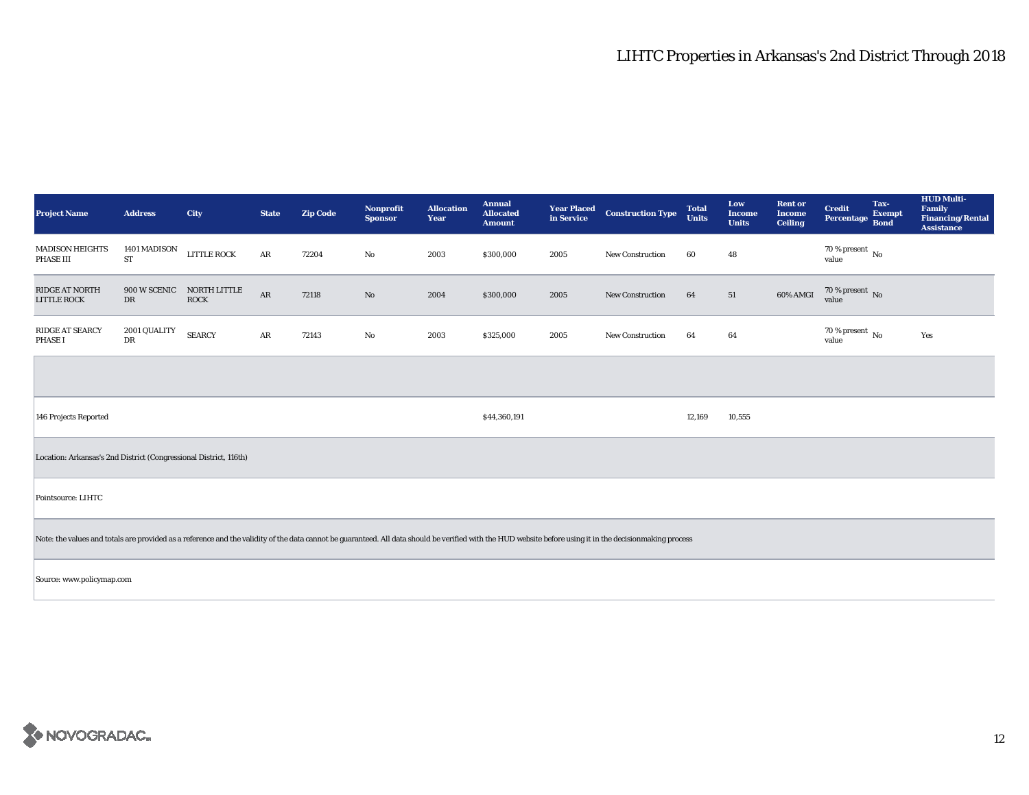# LIHTC Properties in Arkansas's 2nd District Through 2018

| Project Name | Address | City | State | Zip Code | Nonprofit Sponsor | Allocation Year | Annual Allocated Amount | Year Placed in Service | Construction Type | Total Units | Low Income Units | Rent or Income Ceiling | Credit Percentage | Tax-Exempt Bond | HUD Multi-Family Financing/Rental Assistance |
|---|---|---|---|---|---|---|---|---|---|---|---|---|---|---|---|
| MADISON HEIGHTS PHASE III | 1401 MADISON ST | LITTLE ROCK | AR | 72204 | No | 2003 | $300,000 | 2005 | New Construction | 60 | 48 | | 70 % present value | No | |
| RIDGE AT NORTH LITTLE ROCK | 900 W SCENIC DR | NORTH LITTLE ROCK | AR | 72118 | No | 2004 | $300,000 | 2005 | New Construction | 64 | 51 | 60% AMGI | 70 % present value | No | |
| RIDGE AT SEARCY PHASE I | 2001 QUALITY DR | SEARCY | AR | 72143 | No | 2003 | $325,000 | 2005 | New Construction | 64 | 64 | | 70 % present value | No | Yes |
| | | | | | | | | | | | | | | | |
| 146 Projects Reported | | | | | | | $44,360,191 | | | 12,169 | 10,555 | | | | |
| Location: Arkansas's 2nd District (Congressional District, 116th) | | | | | | | | | | | | | | | |
| Pointsource: LIHTC | | | | | | | | | | | | | | | |
| Note: the values and totals are provided as a reference and the validity of the data cannot be guaranteed. All data should be verified with the HUD website before using it in the decisionmaking process | | | | | | | | | | | | | | | |
| Source: www.policymap.com | | | | | | | | | | | | | | | |